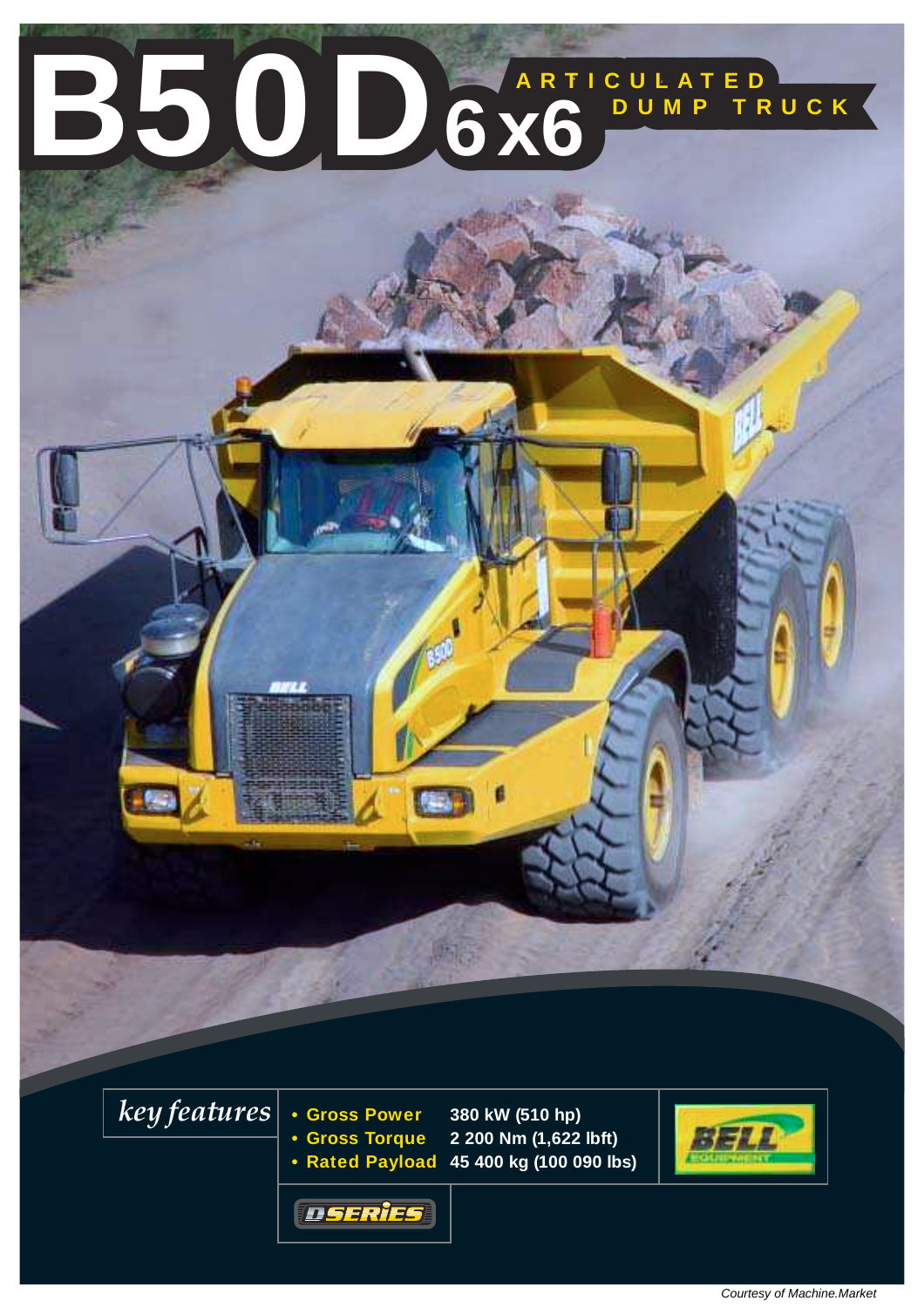# B50D 6x6

## ARTICULATED DUMP TRUCK

*key features*

- **Gross Power** 380 kW (510 hp)
- **Gross Torque** 2 200 Nm (1,622 lbft)
- **Rated Payload** 45 400 kg (100 090 lbs)

BELL EQUIPMENT

D SERIES

Courtesy of Machine.Market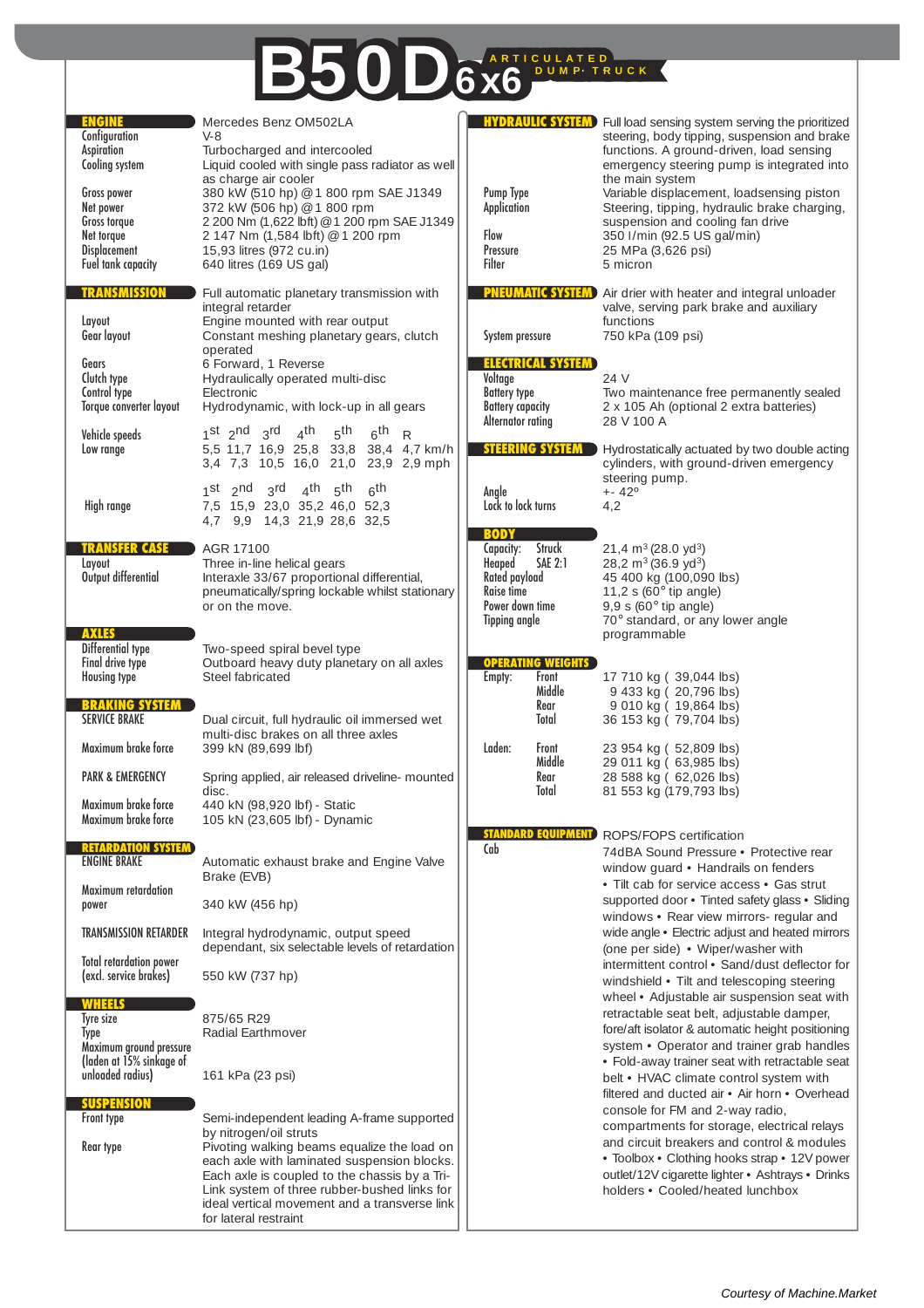# B50D 6x6 ARTICULATED DUMP TRUCK

## ENGINE

| | |
|---|---|
| | Mercedes Benz OM502LA |
| Configuration | V-8 |
| Aspiration | Turbocharged and intercooled |
| Cooling system | Liquid cooled with single pass radiator as well as charge air cooler |
| Gross power | 380 kW (510 hp) @ 1 800 rpm SAE J1349 |
| Net power | 372 kW (506 hp) @ 1 800 rpm |
| Gross torque | 2 200 Nm (1,622 lbft) @ 1 200 rpm SAE J1349 |
| Net torque | 2 147 Nm (1,584 lbft) @ 1 200 rpm |
| Displacement | 15,93 litres (972 cu.in) |
| Fuel tank capacity | 640 litres (169 US gal) |

## TRANSMISSION

Full automatic planetary transmission with integral retarder

| | |
|---|---|
| Layout | Engine mounted with rear output |
| Gear layout | Constant meshing planetary gears, clutch operated |
| Gears | 6 Forward, 1 Reverse |
| Clutch type | Hydraulically operated multi-disc |
| Control type | Electronic |
| Torque converter layout | Hydrodynamic, with lock-up in all gears |

**Vehicle speeds**

| Low range | 1st | 2nd | 3rd | 4th | 5th | 6th | R | |
|---|---|---|---|---|---|---|---|---|
| | 5,5 | 11,7 | 16,9 | 25,8 | 33,8 | 38,4 | 4,7 | km/h |
| | 3,4 | 7,3 | 10,5 | 16,0 | 21,0 | 23,9 | 2,9 | mph |

| High range | 1st | 2nd | 3rd | 4th | 5th | 6th |
|---|---|---|---|---|---|---|
| | 7,5 | 15,9 | 23,0 | 35,2 | 46,0 | 52,3 |
| | 4,7 | 9,9 | 14,3 | 21,9 | 28,6 | 32,5 |

## TRANSFER CASE

| | |
|---|---|
| | AGR 17100 |
| Layout | Three in-line helical gears |
| Output differential | Interaxle 33/67 proportional differential, pneumatically/spring lockable whilst stationary or on the move. |

## AXLES

| | |
|---|---|
| Differential type | Two-speed spiral bevel type |
| Final drive type | Outboard heavy duty planetary on all axles |
| Housing type | Steel fabricated |

## BRAKING SYSTEM

| | |
|---|---|
| SERVICE BRAKE | Dual circuit, full hydraulic oil immersed wet multi-disc brakes on all three axles |
| Maximum brake force | 399 kN (89,699 lbf) |
| PARK & EMERGENCY | Spring applied, air released driveline- mounted disc. |
| Maximum brake force | 440 kN (98,920 lbf) - Static |
| Maximum brake force | 105 kN (23,605 lbf) - Dynamic |

## RETARDATION SYSTEM

| | |
|---|---|
| ENGINE BRAKE | Automatic exhaust brake and Engine Valve Brake (EVB) |
| Maximum retardation power | 340 kW (456 hp) |
| TRANSMISSION RETARDER | Integral hydrodynamic, output speed dependant, six selectable levels of retardation |
| Total retardation power (excl. service brakes) | 550 kW (737 hp) |

## WHEELS

| | |
|---|---|
| Tyre size | 875/65 R29 |
| Type | Radial Earthmover |
| Maximum ground pressure (laden at 15% sinkage of unloaded radius) | 161 kPa (23 psi) |

## SUSPENSION

| | |
|---|---|
| Front type | Semi-independent leading A-frame supported by nitrogen/oil struts |
| Rear type | Pivoting walking beams equalize the load on each axle with laminated suspension blocks. Each axle is coupled to the chassis by a Tri-Link system of three rubber-bushed links for ideal vertical movement and a transverse link for lateral restraint |

## HYDRAULIC SYSTEM

Full load sensing system serving the prioritized steering, body tipping, suspension and brake functions. A ground-driven, load sensing emergency steering pump is integrated into the main system

| | |
|---|---|
| Pump Type | Variable displacement, loadsensing piston |
| Application | Steering, tipping, hydraulic brake charging, suspension and cooling fan drive |
| Flow | 350 l/min (92.5 US gal/min) |
| Pressure | 25 MPa (3,626 psi) |
| Filter | 5 micron |

## PNEUMATIC SYSTEM

Air drier with heater and integral unloader valve, serving park brake and auxiliary functions

| | |
|---|---|
| System pressure | 750 kPa (109 psi) |

## ELECTRICAL SYSTEM

| | |
|---|---|
| Voltage | 24 V |
| Battery type | Two maintenance free permanently sealed |
| Battery capacity | 2 x 105 Ah (optional 2 extra batteries) |
| Alternator rating | 28 V 100 A |

## STEERING SYSTEM

Hydrostatically actuated by two double acting cylinders, with ground-driven emergency steering pump.

| | |
|---|---|
| Angle | +- 42º |
| Lock to lock turns | 4,2 |

## BODY

| | | |
|---|---|---|
| Capacity: | Struck | 21,4 $m^3$ (28.0 $yd^3$) |
| Heaped | SAE 2:1 | 28,2 $m^3$ (36.9 $yd^3$) |
| Rated payload | | 45 400 kg (100,090 lbs) |
| Raise time | | 11,2 s (60° tip angle) |
| Power down time | | 9,9 s (60° tip angle) |
| Tipping angle | | 70° standard, or any lower angle programmable |

## OPERATING WEIGHTS

| | | |
|---|---|---|
| Empty: | Front | 17 710 kg ( 39,044 lbs) |
| | Middle | 9 433 kg ( 20,796 lbs) |
| | Rear | 9 010 kg ( 19,864 lbs) |
| | Total | 36 153 kg ( 79,704 lbs) |
| Laden: | Front | 23 954 kg ( 52,809 lbs) |
| | Middle | 29 011 kg ( 63,985 lbs) |
| | Rear | 28 588 kg ( 62,026 lbs) |
| | Total | 81 553 kg (179,793 lbs) |

## STANDARD EQUIPMENT

**Cab**

ROPS/FOPS certification

74dBA Sound Pressure • Protective rear window guard • Handrails on fenders • Tilt cab for service access • Gas strut supported door • Tinted safety glass • Sliding windows • Rear view mirrors- regular and wide angle • Electric adjust and heated mirrors (one per side) • Wiper/washer with intermittent control • Sand/dust deflector for windshield • Tilt and telescoping steering wheel • Adjustable air suspension seat with retractable seat belt, adjustable damper, fore/aft isolator & automatic height positioning system • Operator and trainer grab handles • Fold-away trainer seat with retractable seat belt • HVAC climate control system with filtered and ducted air • Air horn • Overhead console for FM and 2-way radio, compartments for storage, electrical relays and circuit breakers and control & modules • Toolbox • Clothing hooks strap • 12V power outlet/12V cigarette lighter • Ashtrays • Drinks holders • Cooled/heated lunchbox

Courtesy of Machine.Market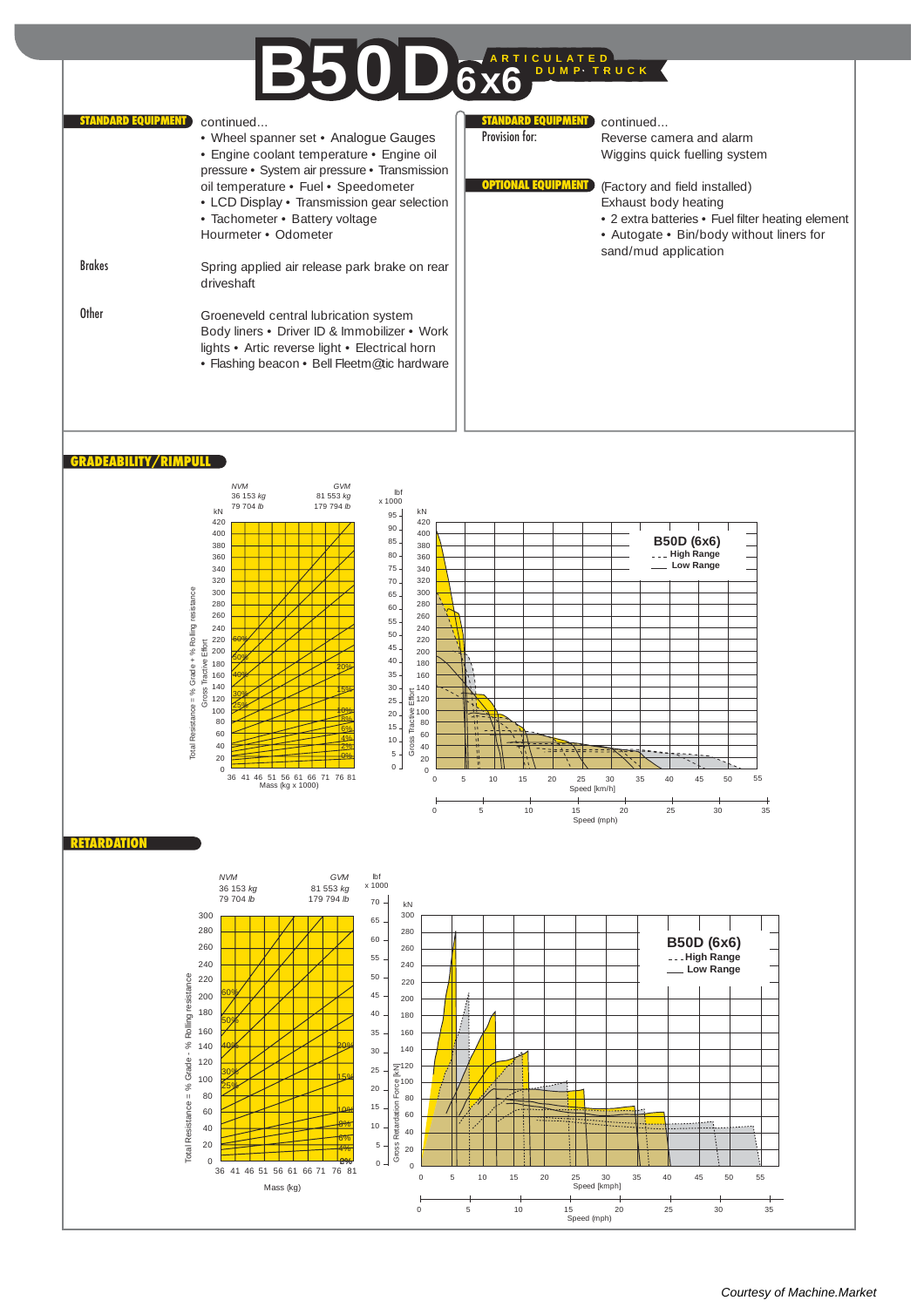# B50D 6x6 ARTICULATED DUMP TRUCK

## STANDARD EQUIPMENT

continued...

- Wheel spanner set
- Analogue Gauges
- Engine coolant temperature
- Engine oil pressure
- System air pressure
- Transmission oil temperature
- Fuel
- Speedometer
- LCD Display
- Transmission gear selection
- Tachometer
- Battery voltage

Hourmeter • Odometer

**Brakes**

Spring applied air release park brake on rear driveshaft

**Other**

Groeneveld central lubrication system
Body liners • Driver ID & Immobilizer • Work lights • Artic reverse light • Electrical horn
• Flashing beacon • Bell Fleetm@tic hardware

## STANDARD EQUIPMENT

continued...

**Provision for:**

Reverse camera and alarm
Wiggins quick fuelling system

## OPTIONAL EQUIPMENT

(Factory and field installed)
Exhaust body heating

- 2 extra batteries
- Fuel filter heating element
- Autogate
- Bin/body without liners for sand/mud application

## GRADEABILITY/RIMPULL

NVM 36 153 *kg* 79 704 *lb* — GVM 81 553 *kg* 179 794 *lb*

Total Resistance = % Grade + % Rolling resistance / Gross Tractive Effort (kN); Mass (kg x 1000)

B50D (6x6) — High Range (dashed), Low Range (solid)

Gross Tractive Effort (kN, lbf x 1000) vs Speed [km/h] / Speed (mph)

## RETARDATION

NVM 36 153 *kg* 79 704 *lb* — GVM 81 553 *kg* 179 794 *lb*

Total Resistance = % Grade - % Rolling resistance; Mass (kg)

B50D (6x6) — High Range (dashed), Low Range (solid)

Gross Retardation Force [kN] (lbf x 1000) vs Speed [kmph] / Speed (mph)

*Courtesy of Machine.Market*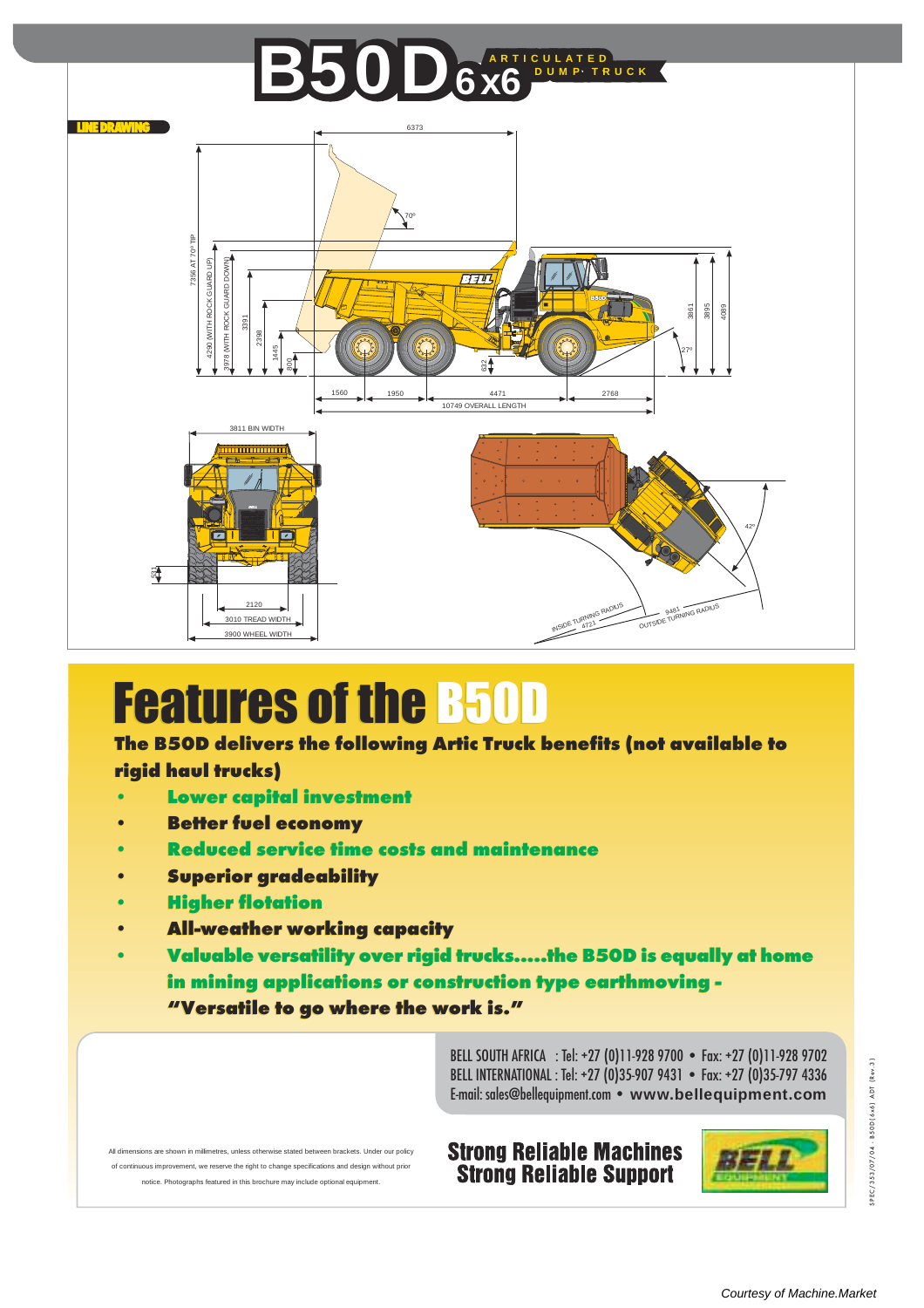# B50D 6x6 ARTICULATED DUMP· TRUCK

## LINE DRAWING

6373
70°
7356 AT 70° TIP
4290 (WITH ROCK GUARD UP)
3978 (WITH ROCK GUARD DOWN)
3391
2398
1445
800
632
3861
3895
4089
27°
1560
1950
4471
2768
10749 OVERALL LENGTH

3811 BIN WIDTH
531
2120
3010 TREAD WIDTH
3900 WHEEL WIDTH

42°
INSIDE TURNING RADIUS 4721
OUTSIDE TURNING RADIUS 9481

# Features of the B50D

**The B50D delivers the following Artic Truck benefits (not available to rigid haul trucks)**

- **Lower capital investment**
- **Better fuel economy**
- **Reduced service time costs and maintenance**
- **Superior gradeability**
- **Higher flotation**
- **All-weather working capacity**
- **Valuable versatility over rigid trucks.....the B50D is equally at home in mining applications or construction type earthmoving - "Versatile to go where the work is."**

BELL SOUTH AFRICA : Tel: +27 (0)11-928 9700 • Fax: +27 (0)11-928 9702
BELL INTERNATIONAL : Tel: +27 (0)35-907 9431 • Fax: +27 (0)35-797 4336
E-mail: sales@bellequipment.com • www.bellequipment.com

All dimensions are shown in millimetres, unless otherwise stated between brackets. Under our policy of continuous improvement, we reserve the right to change specifications and design without prior notice. Photographs featured in this brochure may include optional equipment.

**Strong Reliable Machines**
**Strong Reliable Support**

BELL EQUIPMENT

SPEC/353/07/04 - B50D(6x6) ADT (Rev.3)